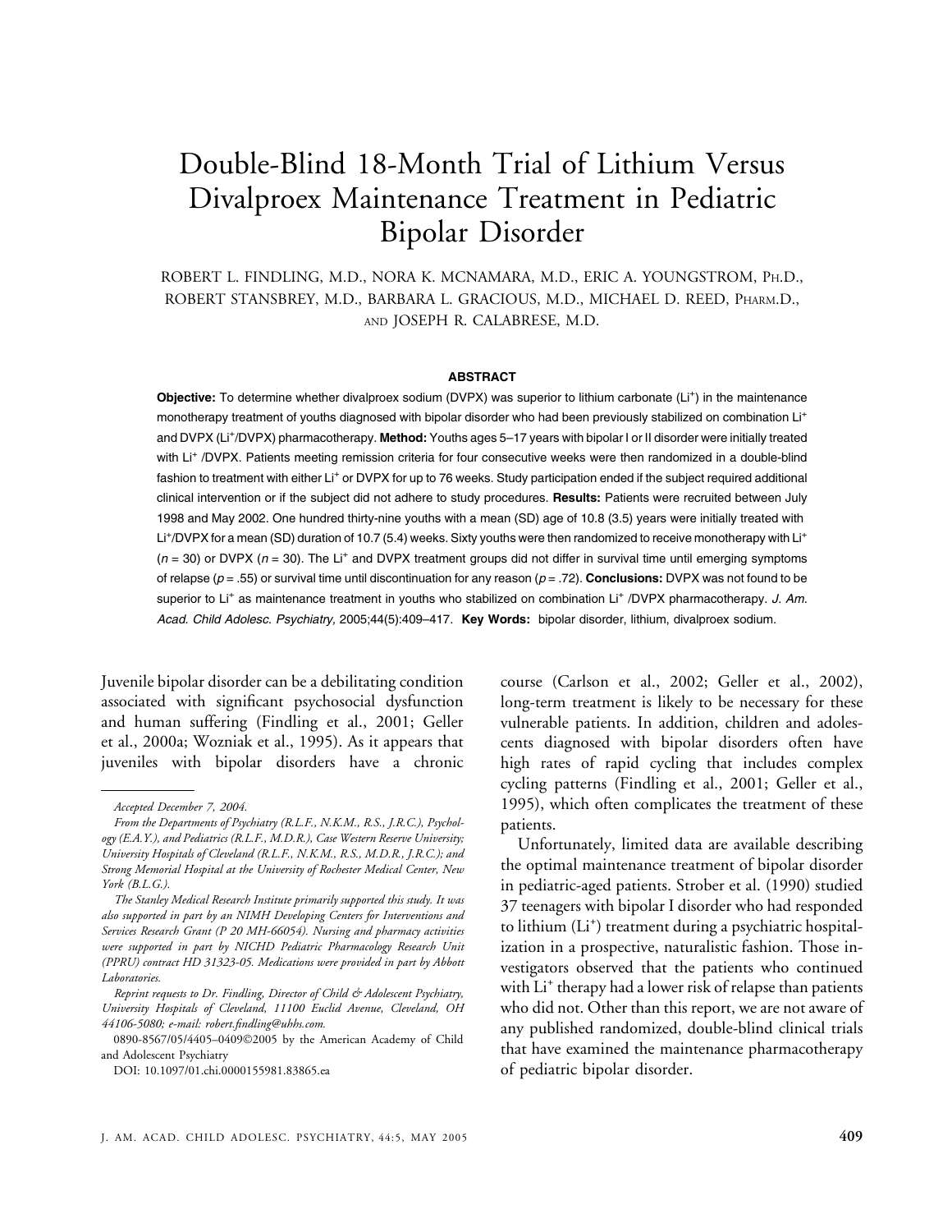# Double-Blind 18-Month Trial of Lithium Versus Divalproex Maintenance Treatment in Pediatric Bipolar Disorder

ROBERT L. FINDLING, M.D., NORA K. MCNAMARA, M.D., ERIC A. YOUNGSTROM, PH.D., ROBERT STANSBREY, M.D., BARBARA L. GRACIOUS, M.D., MICHAEL D. REED, PHARM.D., AND JOSEPH R. CALABRESE, M.D.

## ABSTRACT

**Objective:** To determine whether divalproex sodium (DVPX) was superior to lithium carbonate ($Li^+$) in the maintenance monotherapy treatment of youths diagnosed with bipolar disorder who had been previously stabilized on combination $Li^+$ and DVPX ($Li^+$/DVPX) pharmacotherapy. **Method:** Youths ages 5–17 years with bipolar I or II disorder were initially treated with $Li^+$ /DVPX. Patients meeting remission criteria for four consecutive weeks were then randomized in a double-blind fashion to treatment with either $Li^+$ or DVPX for up to 76 weeks. Study participation ended if the subject required additional clinical intervention or if the subject did not adhere to study procedures. **Results:** Patients were recruited between July 1998 and May 2002. One hundred thirty-nine youths with a mean (SD) age of 10.8 (3.5) years were initially treated with $Li^+$/DVPX for a mean (SD) duration of 10.7 (5.4) weeks. Sixty youths were then randomized to receive monotherapy with $Li^+$ ($n = 30$) or DVPX ($n = 30$). The $Li^+$ and DVPX treatment groups did not differ in survival time until emerging symptoms of relapse ($p = .55$) or survival time until discontinuation for any reason ($p = .72$). **Conclusions:** DVPX was not found to be superior to $Li^+$ as maintenance treatment in youths who stabilized on combination $Li^+$ /DVPX pharmacotherapy. *J. Am. Acad. Child Adolesc. Psychiatry,* 2005;44(5):409–417. **Key Words:** bipolar disorder, lithium, divalproex sodium.

Juvenile bipolar disorder can be a debilitating condition associated with significant psychosocial dysfunction and human suffering (Findling et al., 2001; Geller et al., 2000a; Wozniak et al., 1995). As it appears that juveniles with bipolar disorders have a chronic course (Carlson et al., 2002; Geller et al., 2002), long-term treatment is likely to be necessary for these vulnerable patients. In addition, children and adolescents diagnosed with bipolar disorders often have high rates of rapid cycling that includes complex cycling patterns (Findling et al., 2001; Geller et al., 1995), which often complicates the treatment of these patients.

Unfortunately, limited data are available describing the optimal maintenance treatment of bipolar disorder in pediatric-aged patients. Strober et al. (1990) studied 37 teenagers with bipolar I disorder who had responded to lithium ($Li^+$) treatment during a psychiatric hospitalization in a prospective, naturalistic fashion. Those investigators observed that the patients who continued with $Li^+$ therapy had a lower risk of relapse than patients who did not. Other than this report, we are not aware of any published randomized, double-blind clinical trials that have examined the maintenance pharmacotherapy of pediatric bipolar disorder.

---

*Accepted December 7, 2004.*

*From the Departments of Psychiatry (R.L.F., N.K.M., R.S., J.R.C.), Psychology (E.A.Y.), and Pediatrics (R.L.F., M.D.R.), Case Western Reserve University; University Hospitals of Cleveland (R.L.F., N.K.M., R.S., M.D.R., J.R.C.); and Strong Memorial Hospital at the University of Rochester Medical Center, New York (B.L.G.).*

*The Stanley Medical Research Institute primarily supported this study. It was also supported in part by an NIMH Developing Centers for Interventions and Services Research Grant (P 20 MH-66054). Nursing and pharmacy activities were supported in part by NICHD Pediatric Pharmacology Research Unit (PPRU) contract HD 31323-05. Medications were provided in part by Abbott Laboratories.*

*Reprint requests to Dr. Findling, Director of Child & Adolescent Psychiatry, University Hospitals of Cleveland, 11100 Euclid Avenue, Cleveland, OH 44106-5080; e-mail: robert.findling@uhhs.com.*

0890-8567/05/4405–0409©2005 by the American Academy of Child and Adolescent Psychiatry

DOI: 10.1097/01.chi.0000155981.83865.ea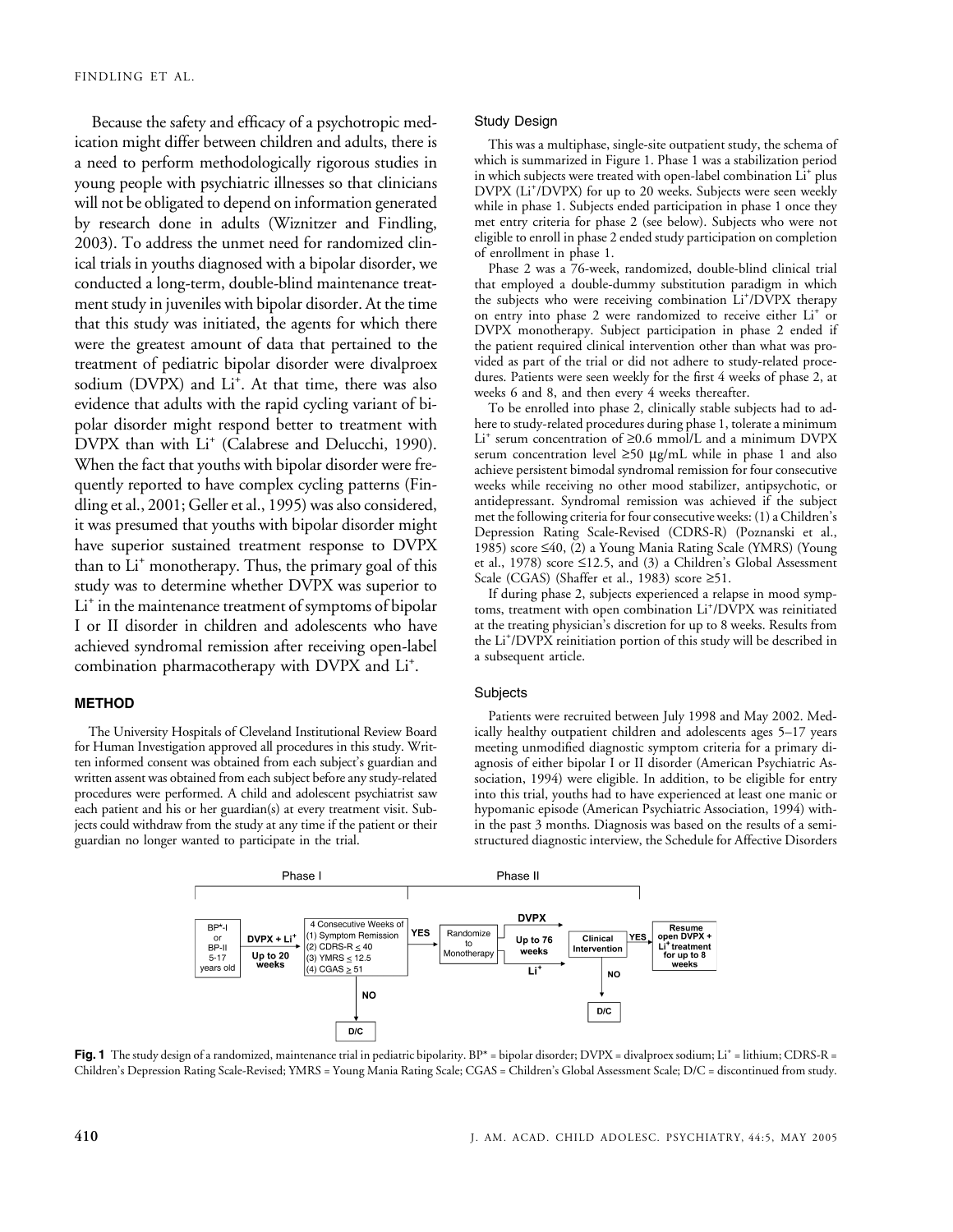Because the safety and efficacy of a psychotropic medication might differ between children and adults, there is a need to perform methodologically rigorous studies in young people with psychiatric illnesses so that clinicians will not be obligated to depend on information generated by research done in adults (Wiznitzer and Findling, 2003). To address the unmet need for randomized clinical trials in youths diagnosed with a bipolar disorder, we conducted a long-term, double-blind maintenance treatment study in juveniles with bipolar disorder. At the time that this study was initiated, the agents for which there were the greatest amount of data that pertained to the treatment of pediatric bipolar disorder were divalproex sodium (DVPX) and $Li^+$. At that time, there was also evidence that adults with the rapid cycling variant of bipolar disorder might respond better to treatment with DVPX than with $Li^+$ (Calabrese and Delucchi, 1990). When the fact that youths with bipolar disorder were frequently reported to have complex cycling patterns (Findling et al., 2001; Geller et al., 1995) was also considered, it was presumed that youths with bipolar disorder might have superior sustained treatment response to DVPX than to $Li^+$ monotherapy. Thus, the primary goal of this study was to determine whether DVPX was superior to $Li^+$ in the maintenance treatment of symptoms of bipolar I or II disorder in children and adolescents who have achieved syndromal remission after receiving open-label combination pharmacotherapy with DVPX and $Li^+$.

## METHOD

The University Hospitals of Cleveland Institutional Review Board for Human Investigation approved all procedures in this study. Written informed consent was obtained from each subject's guardian and written assent was obtained from each subject before any study-related procedures were performed. A child and adolescent psychiatrist saw each patient and his or her guardian(s) at every treatment visit. Subjects could withdraw from the study at any time if the patient or their guardian no longer wanted to participate in the trial.

### Study Design

This was a multiphase, single-site outpatient study, the schema of which is summarized in Figure 1. Phase 1 was a stabilization period in which subjects were treated with open-label combination $Li^+$ plus DVPX ($Li^+$/DVPX) for up to 20 weeks. Subjects were seen weekly while in phase 1. Subjects ended participation in phase 1 once they met entry criteria for phase 2 (see below). Subjects who were not eligible to enroll in phase 2 ended study participation on completion of enrollment in phase 1.

Phase 2 was a 76-week, randomized, double-blind clinical trial that employed a double-dummy substitution paradigm in which the subjects who were receiving combination $Li^+$/DVPX therapy on entry into phase 2 were randomized to receive either $Li^+$ or DVPX monotherapy. Subject participation in phase 2 ended if the patient required clinical intervention other than what was provided as part of the trial or did not adhere to study-related procedures. Patients were seen weekly for the first 4 weeks of phase 2, at weeks 6 and 8, and then every 4 weeks thereafter.

To be enrolled into phase 2, clinically stable subjects had to adhere to study-related procedures during phase 1, tolerate a minimum $Li^+$ serum concentration of ≥0.6 mmol/L and a minimum DVPX serum concentration level ≥50 μg/mL while in phase 1 and also achieve persistent bimodal syndromal remission for four consecutive weeks while receiving no other mood stabilizer, antipsychotic, or antidepressant. Syndromal remission was achieved if the subject met the following criteria for four consecutive weeks: (1) a Children's Depression Rating Scale-Revised (CDRS-R) (Poznanski et al., 1985) score ≤40, (2) a Young Mania Rating Scale (YMRS) (Young et al., 1978) score ≤12.5, and (3) a Children's Global Assessment Scale (CGAS) (Shaffer et al., 1983) score ≥51.

If during phase 2, subjects experienced a relapse in mood symptoms, treatment with open combination $Li^+$/DVPX was reinitiated at the treating physician's discretion for up to 8 weeks. Results from the $Li^+$/DVPX reinitiation portion of this study will be described in a subsequent article.

### Subjects

Patients were recruited between July 1998 and May 2002. Medically healthy outpatient children and adolescents ages 5–17 years meeting unmodified diagnostic symptom criteria for a primary diagnosis of either bipolar I or II disorder (American Psychiatric Association, 1994) were eligible. In addition, to be eligible for entry into this trial, youths had to have experienced at least one manic or hypomanic episode (American Psychiatric Association, 1994) within the past 3 months. Diagnosis was based on the results of a semi-structured diagnostic interview, the Schedule for Affective Disorders

Phase I

Phase II

BP*-I or BP-II 5-17 years old

DVPX + $Li^+$ Up to 20 weeks

4 Consecutive Weeks of (1) Symptom Remission (2) CDRS-R ≤ 40 (3) YMRS ≤ 12.5 (4) CGAS ≥ 51

YES

NO

D/C

Randomize to Monotherapy

DVPX

Up to 76 weeks

$Li^+$

Clinical Intervention

YES

NO

D/C

Resume open DVPX + $Li^+$ treatment for up to 8 weeks

**Fig. 1** The study design of a randomized, maintenance trial in pediatric bipolarity. BP* = bipolar disorder; DVPX = divalproex sodium; $Li^+$ = lithium; CDRS-R = Children's Depression Rating Scale-Revised; YMRS = Young Mania Rating Scale; CGAS = Children's Global Assessment Scale; D/C = discontinued from study.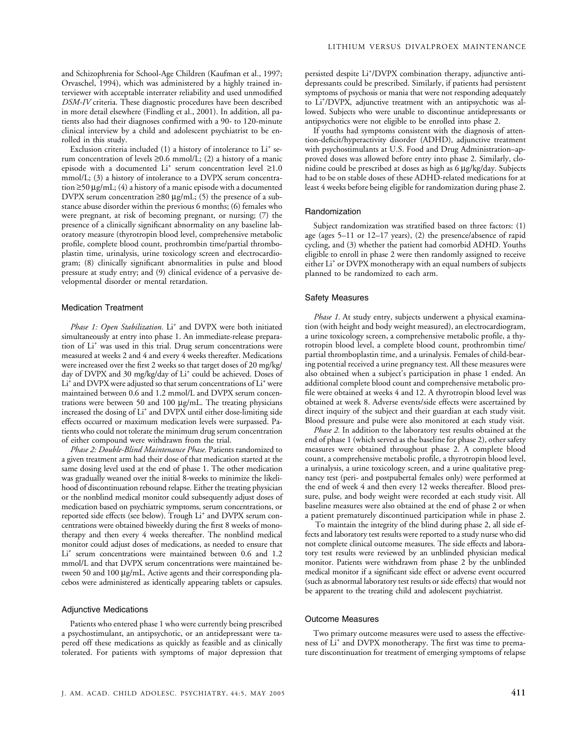and Schizophrenia for School-Age Children (Kaufman et al., 1997; Orvaschel, 1994), which was administered by a highly trained interviewer with acceptable interrater reliability and used unmodified *DSM-IV* criteria. These diagnostic procedures have been described in more detail elsewhere (Findling et al., 2001). In addition, all patients also had their diagnoses confirmed with a 90- to 120-minute clinical interview by a child and adolescent psychiatrist to be enrolled in this study.

Exclusion criteria included (1) a history of intolerance to $Li^+$ serum concentration of levels ≥0.6 mmol/L; (2) a history of a manic episode with a documented $Li^+$ serum concentration level ≥1.0 mmol/L; (3) a history of intolerance to a DVPX serum concentration ≥50 μg/mL; (4) a history of a manic episode with a documented DVPX serum concentration ≥80 μg/mL; (5) the presence of a substance abuse disorder within the previous 6 months; (6) females who were pregnant, at risk of becoming pregnant, or nursing; (7) the presence of a clinically significant abnormality on any baseline laboratory measure (thyrotropin blood level, comprehensive metabolic profile, complete blood count, prothrombin time/partial thromboplastin time, urinalysis, urine toxicology screen and electrocardiogram; (8) clinically significant abnormalities in pulse and blood pressure at study entry; and (9) clinical evidence of a pervasive developmental disorder or mental retardation.

### Medication Treatment

*Phase 1: Open Stabilization.* $Li^+$ and DVPX were both initiated simultaneously at entry into phase 1. An immediate-release preparation of $Li^+$ was used in this trial. Drug serum concentrations were measured at weeks 2 and 4 and every 4 weeks thereafter. Medications were increased over the first 2 weeks so that target doses of 20 mg/kg/day of DVPX and 30 mg/kg/day of $Li^+$ could be achieved. Doses of $Li^+$ and DVPX were adjusted so that serum concentrations of $Li^+$ were maintained between 0.6 and 1.2 mmol/L and DVPX serum concentrations were between 50 and 100 μg/mL. The treating physicians increased the dosing of $Li^+$ and DVPX until either dose-limiting side effects occurred or maximum medication levels were surpassed. Patients who could not tolerate the minimum drug serum concentration of either compound were withdrawn from the trial.

*Phase 2: Double-Blind Maintenance Phase.* Patients randomized to a given treatment arm had their dose of that medication started at the same dosing level used at the end of phase 1. The other medication was gradually weaned over the initial 8-weeks to minimize the likelihood of discontinuation rebound relapse. Either the treating physician or the nonblind medical monitor could subsequently adjust doses of medication based on psychiatric symptoms, serum concentrations, or reported side effects (see below). Trough $Li^+$ and DVPX serum concentrations were obtained biweekly during the first 8 weeks of monotherapy and then every 4 weeks thereafter. The nonblind medical monitor could adjust doses of medications, as needed to ensure that $Li^+$ serum concentrations were maintained between 0.6 and 1.2 mmol/L and that DVPX serum concentrations were maintained between 50 and 100 μg/mL. Active agents and their corresponding placebos were administered as identically appearing tablets or capsules.

### Adjunctive Medications

Patients who entered phase 1 who were currently being prescribed a psychostimulant, an antipsychotic, or an antidepressant were tapered off these medications as quickly as feasible and as clinically tolerated. For patients with symptoms of major depression that persisted despite $Li^+$/DVPX combination therapy, adjunctive antidepressants could be prescribed. Similarly, if patients had persistent symptoms of psychosis or mania that were not responding adequately to $Li^+$/DVPX, adjunctive treatment with an antipsychotic was allowed. Subjects who were unable to discontinue antidepressants or antipsychotics were not eligible to be enrolled into phase 2.

If youths had symptoms consistent with the diagnosis of attention-deficit/hyperactivity disorder (ADHD), adjunctive treatment with psychostimulants at U.S. Food and Drug Administration–approved doses was allowed before entry into phase 2. Similarly, clonidine could be prescribed at doses as high as 6 μg/kg/day. Subjects had to be on stable doses of these ADHD-related medications for at least 4 weeks before being eligible for randomization during phase 2.

### Randomization

Subject randomization was stratified based on three factors: (1) age (ages 5–11 or 12–17 years), (2) the presence/absence of rapid cycling, and (3) whether the patient had comorbid ADHD. Youths eligible to enroll in phase 2 were then randomly assigned to receive either $Li^+$ or DVPX monotherapy with an equal numbers of subjects planned to be randomized to each arm.

### Safety Measures

*Phase 1.* At study entry, subjects underwent a physical examination (with height and body weight measured), an electrocardiogram, a urine toxicology screen, a comprehensive metabolic profile, a thyrotropin blood level, a complete blood count, prothrombin time/partial thromboplastin time, and a urinalysis. Females of child-bearing potential received a urine pregnancy test. All these measures were also obtained when a subject's participation in phase 1 ended. An additional complete blood count and comprehensive metabolic profile were obtained at weeks 4 and 12. A thyrotropin blood level was obtained at week 8. Adverse events/side effects were ascertained by direct inquiry of the subject and their guardian at each study visit. Blood pressure and pulse were also monitored at each study visit.

*Phase 2.* In addition to the laboratory test results obtained at the end of phase 1 (which served as the baseline for phase 2), other safety measures were obtained throughout phase 2. A complete blood count, a comprehensive metabolic profile, a thyrotropin blood level, a urinalysis, a urine toxicology screen, and a urine qualitative pregnancy test (peri- and postpubertal females only) were performed at the end of week 4 and then every 12 weeks thereafter. Blood pressure, pulse, and body weight were recorded at each study visit. All baseline measures were also obtained at the end of phase 2 or when a patient prematurely discontinued participation while in phase 2.

To maintain the integrity of the blind during phase 2, all side effects and laboratory test results were reported to a study nurse who did not complete clinical outcome measures. The side effects and laboratory test results were reviewed by an unblinded physician medical monitor. Patients were withdrawn from phase 2 by the unblinded medical monitor if a significant side effect or adverse event occurred (such as abnormal laboratory test results or side effects) that would not be apparent to the treating child and adolescent psychiatrist.

### Outcome Measures

Two primary outcome measures were used to assess the effectiveness of $Li^+$ and DVPX monotherapy. The first was time to premature discontinuation for treatment of emerging symptoms of relapse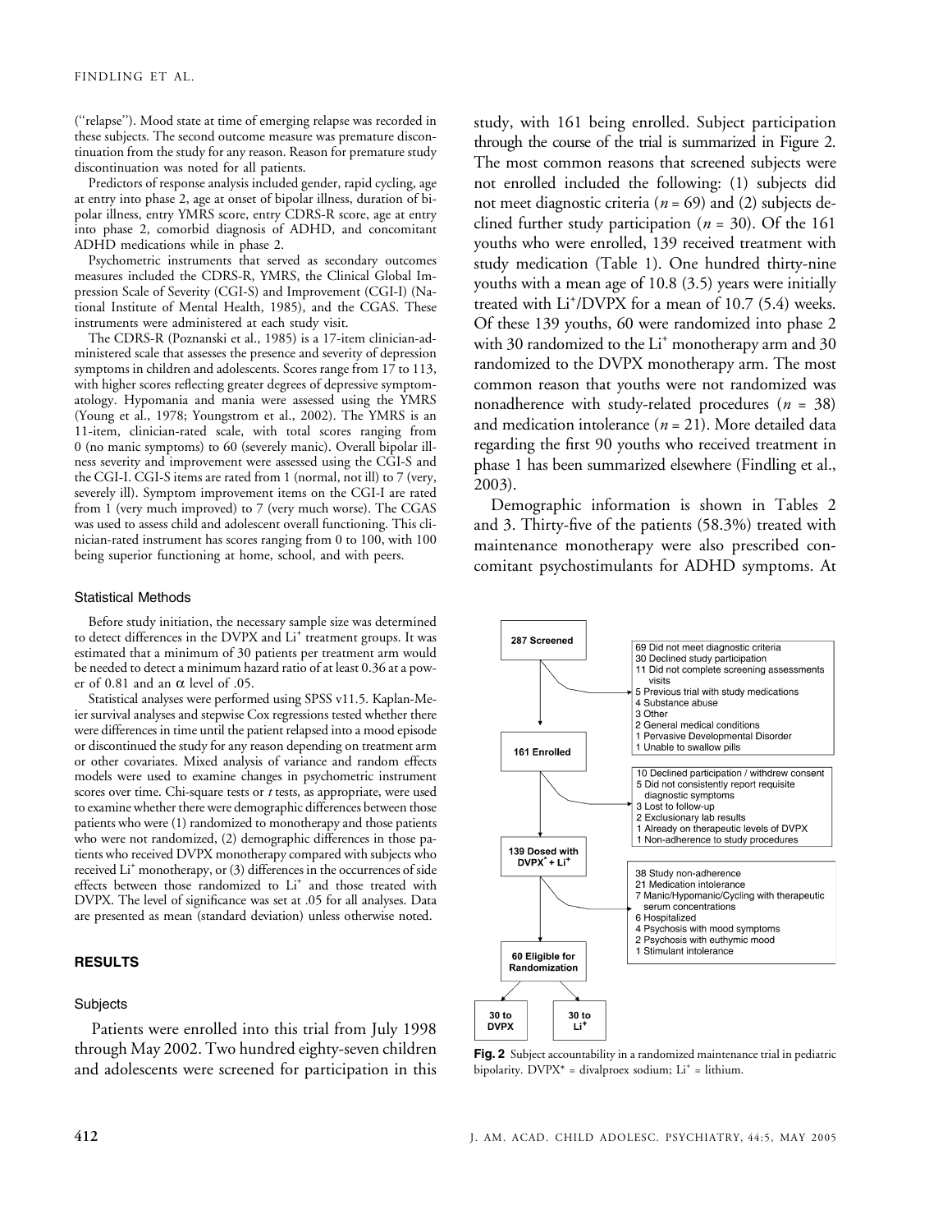("relapse"). Mood state at time of emerging relapse was recorded in these subjects. The second outcome measure was premature discontinuation from the study for any reason. Reason for premature study discontinuation was noted for all patients.

Predictors of response analysis included gender, rapid cycling, age at entry into phase 2, age at onset of bipolar illness, duration of bipolar illness, entry YMRS score, entry CDRS-R score, age at entry into phase 2, comorbid diagnosis of ADHD, and concomitant ADHD medications while in phase 2.

Psychometric instruments that served as secondary outcomes measures included the CDRS-R, YMRS, the Clinical Global Impression Scale of Severity (CGI-S) and Improvement (CGI-I) (National Institute of Mental Health, 1985), and the CGAS. These instruments were administered at each study visit.

The CDRS-R (Poznanski et al., 1985) is a 17-item clinician-administered scale that assesses the presence and severity of depression symptoms in children and adolescents. Scores range from 17 to 113, with higher scores reflecting greater degrees of depressive symptomatology. Hypomania and mania were assessed using the YMRS (Young et al., 1978; Youngstrom et al., 2002). The YMRS is an 11-item, clinician-rated scale, with total scores ranging from 0 (no manic symptoms) to 60 (severely manic). Overall bipolar illness severity and improvement were assessed using the CGI-S and the CGI-I. CGI-S items are rated from 1 (normal, not ill) to 7 (very, severely ill). Symptom improvement items on the CGI-I are rated from 1 (very much improved) to 7 (very much worse). The CGAS was used to assess child and adolescent overall functioning. This clinician-rated instrument has scores ranging from 0 to 100, with 100 being superior functioning at home, school, and with peers.

### Statistical Methods

Before study initiation, the necessary sample size was determined to detect differences in the DVPX and $Li^+$ treatment groups. It was estimated that a minimum of 30 patients per treatment arm would be needed to detect a minimum hazard ratio of at least 0.36 at a power of 0.81 and an $\alpha$ level of .05.

Statistical analyses were performed using SPSS v11.5. Kaplan-Meier survival analyses and stepwise Cox regressions tested whether there were differences in time until the patient relapsed into a mood episode or discontinued the study for any reason depending on treatment arm or other covariates. Mixed analysis of variance and random effects models were used to examine changes in psychometric instrument scores over time. Chi-square tests or *t* tests, as appropriate, were used to examine whether there were demographic differences between those patients who were (1) randomized to monotherapy and those patients who were not randomized, (2) demographic differences in those patients who received DVPX monotherapy compared with subjects who received $Li^+$ monotherapy, or (3) differences in the occurrences of side effects between those randomized to $Li^+$ and those treated with DVPX. The level of significance was set at .05 for all analyses. Data are presented as mean (standard deviation) unless otherwise noted.

## RESULTS

### Subjects

Patients were enrolled into this trial from July 1998 through May 2002. Two hundred eighty-seven children and adolescents were screened for participation in this study, with 161 being enrolled. Subject participation through the course of the trial is summarized in Figure 2. The most common reasons that screened subjects were not enrolled included the following: (1) subjects did not meet diagnostic criteria ($n = 69$) and (2) subjects declined further study participation ($n = 30$). Of the 161 youths who were enrolled, 139 received treatment with study medication (Table 1). One hundred thirty-nine youths with a mean age of 10.8 (3.5) years were initially treated with $Li^+$/DVPX for a mean of 10.7 (5.4) weeks. Of these 139 youths, 60 were randomized into phase 2 with 30 randomized to the $Li^+$ monotherapy arm and 30 randomized to the DVPX monotherapy arm. The most common reason that youths were not randomized was nonadherence with study-related procedures ($n = 38$) and medication intolerance ($n = 21$). More detailed data regarding the first 90 youths who received treatment in phase 1 has been summarized elsewhere (Findling et al., 2003).

Demographic information is shown in Tables 2 and 3. Thirty-five of the patients (58.3%) treated with maintenance monotherapy were also prescribed concomitant psychostimulants for ADHD symptoms. At

287 Screened

- 69 Did not meet diagnostic criteria
- 30 Declined study participation
- 11 Did not complete screening assessments visits
- 5 Previous trial with study medications
- 4 Substance abuse
- 3 Other
- 2 General medical conditions
- 1 Pervasive Developmental Disorder
- 1 Unable to swallow pills

161 Enrolled

- 10 Declined participation / withdrew consent
- 5 Did not consistently report requisite diagnostic symptoms
- 3 Lost to follow-up
- 2 Exclusionary lab results
- 1 Already on therapeutic levels of DVPX
- 1 Non-adherence to study procedures

139 Dosed with DVPX* + Li+

- 38 Study non-adherence
- 21 Medication intolerance
- 7 Manic/Hypomanic/Cycling with therapeutic serum concentrations
- 6 Hospitalized
- 4 Psychosis with mood symptoms
- 2 Psychosis with euthymic mood
- 1 Stimulant intolerance

60 Eligible for Randomization

30 to DVPX | 30 to Li+

**Fig. 2** Subject accountability in a randomized maintenance trial in pediatric bipolarity. DVPX* = divalproex sodium; $Li^+$ = lithium.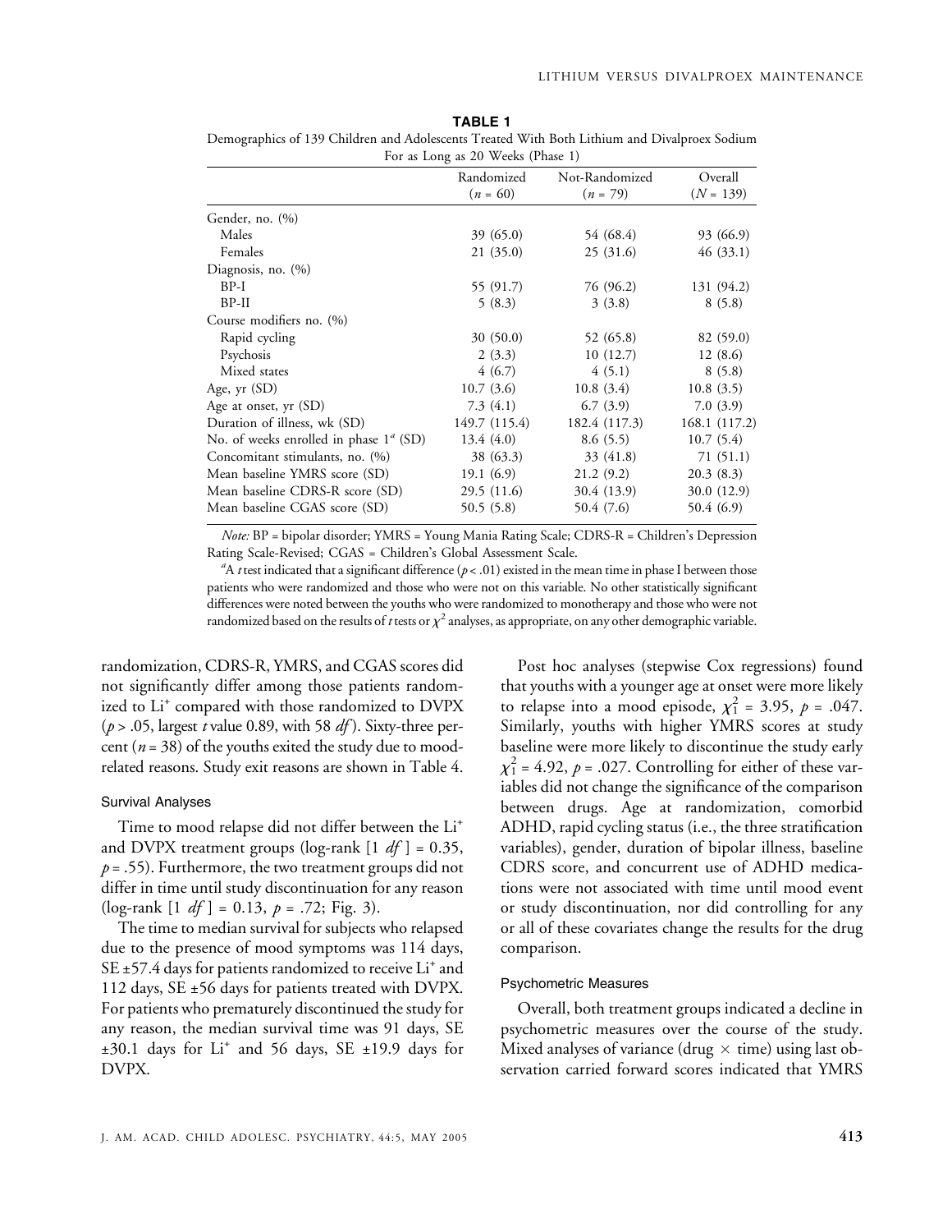**TABLE 1**

Demographics of 139 Children and Adolescents Treated With Both Lithium and Divalproex Sodium For as Long as 20 Weeks (Phase 1)

| | Randomized ($n$ = 60) | Not-Randomized ($n$ = 79) | Overall ($N$ = 139) |
|---|---|---|---|
| Gender, no. (%) | | | |
| Males | 39 (65.0) | 54 (68.4) | 93 (66.9) |
| Females | 21 (35.0) | 25 (31.6) | 46 (33.1) |
| Diagnosis, no. (%) | | | |
| BP-I | 55 (91.7) | 76 (96.2) | 131 (94.2) |
| BP-II | 5 (8.3) | 3 (3.8) | 8 (5.8) |
| Course modifiers no. (%) | | | |
| Rapid cycling | 30 (50.0) | 52 (65.8) | 82 (59.0) |
| Psychosis | 2 (3.3) | 10 (12.7) | 12 (8.6) |
| Mixed states | 4 (6.7) | 4 (5.1) | 8 (5.8) |
| Age, yr (SD) | 10.7 (3.6) | 10.8 (3.4) | 10.8 (3.5) |
| Age at onset, yr (SD) | 7.3 (4.1) | 6.7 (3.9) | 7.0 (3.9) |
| Duration of illness, wk (SD) | 149.7 (115.4) | 182.4 (117.3) | 168.1 (117.2) |
| No. of weeks enrolled in phase 1[a] (SD) | 13.4 (4.0) | 8.6 (5.5) | 10.7 (5.4) |
| Concomitant stimulants, no. (%) | 38 (63.3) | 33 (41.8) | 71 (51.1) |
| Mean baseline YMRS score (SD) | 19.1 (6.9) | 21.2 (9.2) | 20.3 (8.3) |
| Mean baseline CDRS-R score (SD) | 29.5 (11.6) | 30.4 (13.9) | 30.0 (12.9) |
| Mean baseline CGAS score (SD) | 50.5 (5.8) | 50.4 (7.6) | 50.4 (6.9) |

*Note:* BP = bipolar disorder; YMRS = Young Mania Rating Scale; CDRS-R = Children's Depression Rating Scale-Revised; CGAS = Children's Global Assessment Scale.

[a] A $t$ test indicated that a significant difference ($p < .01$) existed in the mean time in phase I between those patients who were randomized and those who were not on this variable. No other statistically significant differences were noted between the youths who were randomized to monotherapy and those who were not randomized based on the results of $t$ tests or $\chi^2$ analyses, as appropriate, on any other demographic variable.

randomization, CDRS-R, YMRS, and CGAS scores did not significantly differ among those patients randomized to $Li^+$ compared with those randomized to DVPX ($p > .05$, largest $t$ value 0.89, with 58 $df$). Sixty-three percent ($n = 38$) of the youths exited the study due to mood-related reasons. Study exit reasons are shown in Table 4.

### Survival Analyses

Time to mood relapse did not differ between the $Li^+$ and DVPX treatment groups (log-rank [1 $df$] = 0.35, $p = .55$). Furthermore, the two treatment groups did not differ in time until study discontinuation for any reason (log-rank [1 $df$] = 0.13, $p = .72$; Fig. 3).

The time to median survival for subjects who relapsed due to the presence of mood symptoms was 114 days, SE ±57.4 days for patients randomized to receive $Li^+$ and 112 days, SE ±56 days for patients treated with DVPX. For patients who prematurely discontinued the study for any reason, the median survival time was 91 days, SE ±30.1 days for $Li^+$ and 56 days, SE ±19.9 days for DVPX.

Post hoc analyses (stepwise Cox regressions) found that youths with a younger age at onset were more likely to relapse into a mood episode, $\chi^2_1 = 3.95$, $p = .047$. Similarly, youths with higher YMRS scores at study baseline were more likely to discontinue the study early $\chi^2_1 = 4.92$, $p = .027$. Controlling for either of these variables did not change the significance of the comparison between drugs. Age at randomization, comorbid ADHD, rapid cycling status (i.e., the three stratification variables), gender, duration of bipolar illness, baseline CDRS score, and concurrent use of ADHD medications were not associated with time until mood event or study discontinuation, nor did controlling for any or all of these covariates change the results for the drug comparison.

### Psychometric Measures

Overall, both treatment groups indicated a decline in psychometric measures over the course of the study. Mixed analyses of variance (drug × time) using last observation carried forward scores indicated that YMRS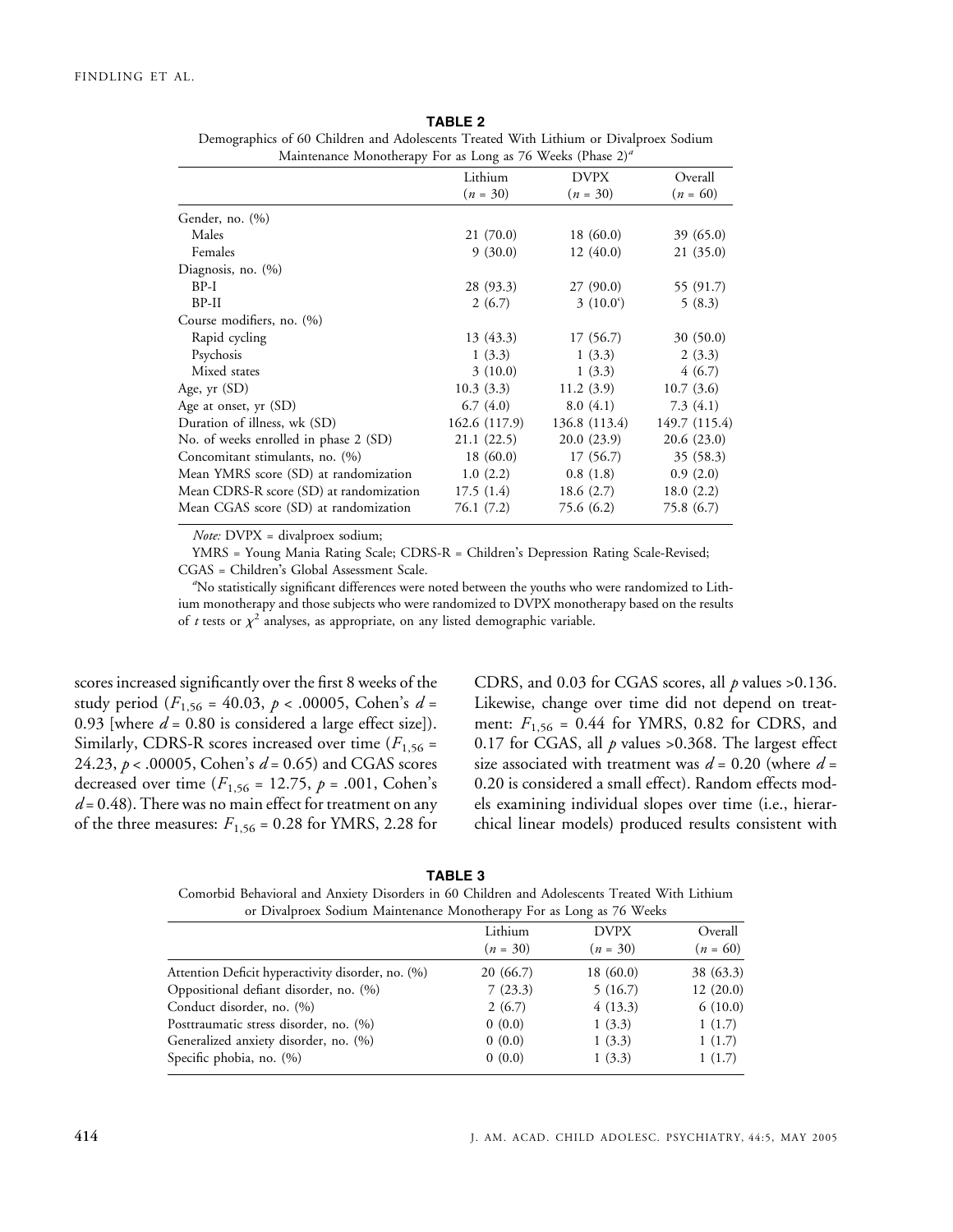**TABLE 2**

Demographics of 60 Children and Adolescents Treated With Lithium or Divalproex Sodium Maintenance Monotherapy For as Long as 76 Weeks (Phase 2)[a]

| | Lithium ($n$ = 30) | DVPX ($n$ = 30) | Overall ($n$ = 60) |
|---|---|---|---|
| Gender, no. (%) | | | |
| Males | 21 (70.0) | 18 (60.0) | 39 (65.0) |
| Females | 9 (30.0) | 12 (40.0) | 21 (35.0) |
| Diagnosis, no. (%) | | | |
| BP-I | 28 (93.3) | 27 (90.0) | 55 (91.7) |
| BP-II | 2 (6.7) | 3 (10.0') | 5 (8.3) |
| Course modifiers, no. (%) | | | |
| Rapid cycling | 13 (43.3) | 17 (56.7) | 30 (50.0) |
| Psychosis | 1 (3.3) | 1 (3.3) | 2 (3.3) |
| Mixed states | 3 (10.0) | 1 (3.3) | 4 (6.7) |
| Age, yr (SD) | 10.3 (3.3) | 11.2 (3.9) | 10.7 (3.6) |
| Age at onset, yr (SD) | 6.7 (4.0) | 8.0 (4.1) | 7.3 (4.1) |
| Duration of illness, wk (SD) | 162.6 (117.9) | 136.8 (113.4) | 149.7 (115.4) |
| No. of weeks enrolled in phase 2 (SD) | 21.1 (22.5) | 20.0 (23.9) | 20.6 (23.0) |
| Concomitant stimulants, no. (%) | 18 (60.0) | 17 (56.7) | 35 (58.3) |
| Mean YMRS score (SD) at randomization | 1.0 (2.2) | 0.8 (1.8) | 0.9 (2.0) |
| Mean CDRS-R score (SD) at randomization | 17.5 (1.4) | 18.6 (2.7) | 18.0 (2.2) |
| Mean CGAS score (SD) at randomization | 76.1 (7.2) | 75.6 (6.2) | 75.8 (6.7) |

*Note:* DVPX = divalproex sodium; YMRS = Young Mania Rating Scale; CDRS-R = Children's Depression Rating Scale-Revised; CGAS = Children's Global Assessment Scale.

[a]No statistically significant differences were noted between the youths who were randomized to Lithium monotherapy and those subjects who were randomized to DVPX monotherapy based on the results of $t$ tests or $\chi^2$ analyses, as appropriate, on any listed demographic variable.

scores increased significantly over the first 8 weeks of the study period ($F_{1,56}$ = 40.03, $p$ < .00005, Cohen's $d$ = 0.93 [where $d$ = 0.80 is considered a large effect size]). Similarly, CDRS-R scores increased over time ($F_{1,56}$ = 24.23, $p$ < .00005, Cohen's $d$ = 0.65) and CGAS scores decreased over time ($F_{1,56}$ = 12.75, $p$ = .001, Cohen's $d$ = 0.48). There was no main effect for treatment on any of the three measures: $F_{1,56}$ = 0.28 for YMRS, 2.28 for CDRS, and 0.03 for CGAS scores, all $p$ values >0.136. Likewise, change over time did not depend on treatment: $F_{1,56}$ = 0.44 for YMRS, 0.82 for CDRS, and 0.17 for CGAS, all $p$ values >0.368. The largest effect size associated with treatment was $d$ = 0.20 (where $d$ = 0.20 is considered a small effect). Random effects models examining individual slopes over time (i.e., hierarchical linear models) produced results consistent with

**TABLE 3**

Comorbid Behavioral and Anxiety Disorders in 60 Children and Adolescents Treated With Lithium or Divalproex Sodium Maintenance Monotherapy For as Long as 76 Weeks

| | Lithium ($n$ = 30) | DVPX ($n$ = 30) | Overall ($n$ = 60) |
|---|---|---|---|
| Attention Deficit hyperactivity disorder, no. (%) | 20 (66.7) | 18 (60.0) | 38 (63.3) |
| Oppositional defiant disorder, no. (%) | 7 (23.3) | 5 (16.7) | 12 (20.0) |
| Conduct disorder, no. (%) | 2 (6.7) | 4 (13.3) | 6 (10.0) |
| Posttraumatic stress disorder, no. (%) | 0 (0.0) | 1 (3.3) | 1 (1.7) |
| Generalized anxiety disorder, no. (%) | 0 (0.0) | 1 (3.3) | 1 (1.7) |
| Specific phobia, no. (%) | 0 (0.0) | 1 (3.3) | 1 (1.7) |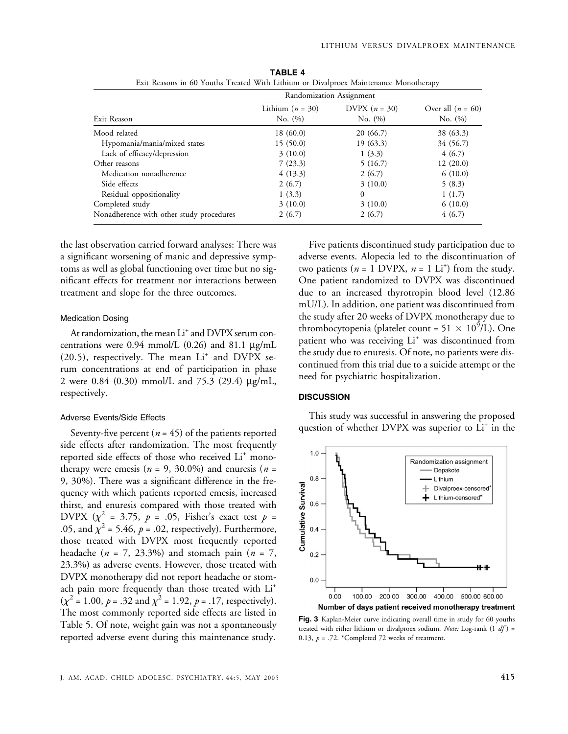**TABLE 4**

Exit Reasons in 60 Youths Treated With Lithium or Divalproex Maintenance Monotherapy

| Exit Reason | Randomization Assignment | | Over all ($n$ = 60) No. (%) |
|---|---|---|---|
| | Lithium ($n$ = 30) No. (%) | DVPX ($n$ = 30) No. (%) | |
| Mood related | 18 (60.0) | 20 (66.7) | 38 (63.3) |
| Hypomania/mania/mixed states | 15 (50.0) | 19 (63.3) | 34 (56.7) |
| Lack of efficacy/depression | 3 (10.0) | 1 (3.3) | 4 (6.7) |
| Other reasons | 7 (23.3) | 5 (16.7) | 12 (20.0) |
| Medication nonadherence | 4 (13.3) | 2 (6.7) | 6 (10.0) |
| Side effects | 2 (6.7) | 3 (10.0) | 5 (8.3) |
| Residual oppositionality | 1 (3.3) | 0 | 1 (1.7) |
| Completed study | 3 (10.0) | 3 (10.0) | 6 (10.0) |
| Nonadherence with other study procedures | 2 (6.7) | 2 (6.7) | 4 (6.7) |

the last observation carried forward analyses: There was a significant worsening of manic and depressive symptoms as well as global functioning over time but no significant effects for treatment nor interactions between treatment and slope for the three outcomes.

### Medication Dosing

At randomization, the mean $Li^+$ and DVPX serum concentrations were 0.94 mmol/L (0.26) and 81.1 μg/mL (20.5), respectively. The mean $Li^+$ and DVPX serum concentrations at end of participation in phase 2 were 0.84 (0.30) mmol/L and 75.3 (29.4) μg/mL, respectively.

### Adverse Events/Side Effects

Seventy-five percent ($n$ = 45) of the patients reported side effects after randomization. The most frequently reported side effects of those who received $Li^+$ monotherapy were emesis ($n$ = 9, 30.0%) and enuresis ($n$ = 9, 30%). There was a significant difference in the frequency with which patients reported emesis, increased thirst, and enuresis compared with those treated with DVPX ($\chi^2$ = 3.75, $p$ = .05, Fisher's exact test $p$ = .05, and $\chi^2$ = 5.46, $p$ = .02, respectively). Furthermore, those treated with DVPX most frequently reported headache ($n$ = 7, 23.3%) and stomach pain ($n$ = 7, 23.3%) as adverse events. However, those treated with DVPX monotherapy did not report headache or stomach pain more frequently than those treated with $Li^+$ ($\chi^2$ = 1.00, $p$ = .32 and $\chi^2$ = 1.92, $p$ = .17, respectively). The most commonly reported side effects are listed in Table 5. Of note, weight gain was not a spontaneously reported adverse event during this maintenance study.

Five patients discontinued study participation due to adverse events. Alopecia led to the discontinuation of two patients ($n$ = 1 DVPX, $n$ = 1 $Li^+$) from the study. One patient randomized to DVPX was discontinued due to an increased thyrotropin blood level (12.86 mU/L). In addition, one patient was discontinued from the study after 20 weeks of DVPX monotherapy due to thrombocytopenia (platelet count = $51 \times 10^9$/L). One patient who was receiving $Li^+$ was discontinued from the study due to enuresis. Of note, no patients were discontinued from this trial due to a suicide attempt or the need for psychiatric hospitalization.

## DISCUSSION

This study was successful in answering the proposed question of whether DVPX was superior to $Li^+$ in the

**Fig. 3** Kaplan-Meier curve indicating overall time in study for 60 youths treated with either lithium or divalproex sodium. *Note:* Log-rank (1 *df*) = 0.13, $p$ = .72. *Completed 72 weeks of treatment.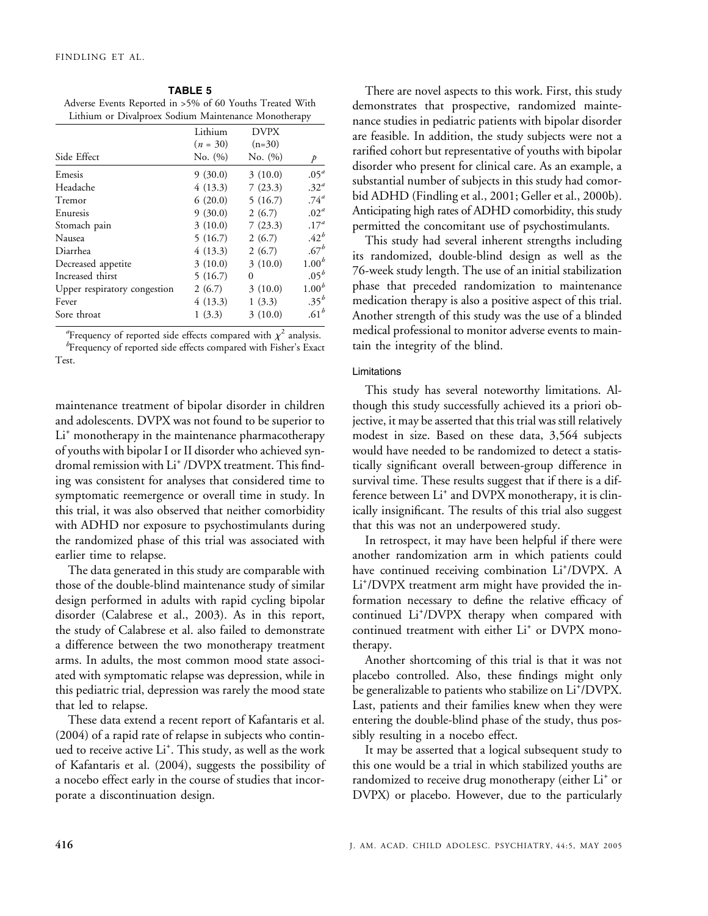**TABLE 5**
Adverse Events Reported in >5% of 60 Youths Treated With Lithium or Divalproex Sodium Maintenance Monotherapy

| Side Effect | Lithium ($n$ = 30) No. (%) | DVPX (n=30) No. (%) | $p$ |
|---|---|---|---|
| Emesis | 9 (30.0) | 3 (10.0) | .05[a] |
| Headache | 4 (13.3) | 7 (23.3) | .32[a] |
| Tremor | 6 (20.0) | 5 (16.7) | .74[a] |
| Enuresis | 9 (30.0) | 2 (6.7) | .02[a] |
| Stomach pain | 3 (10.0) | 7 (23.3) | .17[a] |
| Nausea | 5 (16.7) | 2 (6.7) | .42[b] |
| Diarrhea | 4 (13.3) | 2 (6.7) | .67[b] |
| Decreased appetite | 3 (10.0) | 3 (10.0) | 1.00[b] |
| Increased thirst | 5 (16.7) | 0 | .05[b] |
| Upper respiratory congestion | 2 (6.7) | 3 (10.0) | 1.00[b] |
| Fever | 4 (13.3) | 1 (3.3) | .35[b] |
| Sore throat | 1 (3.3) | 3 (10.0) | .61[b] |

[a]Frequency of reported side effects compared with $\chi^2$ analysis.
[b]Frequency of reported side effects compared with Fisher's Exact Test.

maintenance treatment of bipolar disorder in children and adolescents. DVPX was not found to be superior to $Li^+$ monotherapy in the maintenance pharmacotherapy of youths with bipolar I or II disorder who achieved syndromal remission with $Li^+$ /DVPX treatment. This finding was consistent for analyses that considered time to symptomatic reemergence or overall time in study. In this trial, it was also observed that neither comorbidity with ADHD nor exposure to psychostimulants during the randomized phase of this trial was associated with earlier time to relapse.

The data generated in this study are comparable with those of the double-blind maintenance study of similar design performed in adults with rapid cycling bipolar disorder (Calabrese et al., 2003). As in this report, the study of Calabrese et al. also failed to demonstrate a difference between the two monotherapy treatment arms. In adults, the most common mood state associated with symptomatic relapse was depression, while in this pediatric trial, depression was rarely the mood state that led to relapse.

These data extend a recent report of Kafantaris et al. (2004) of a rapid rate of relapse in subjects who continued to receive active $Li^+$. This study, as well as the work of Kafantaris et al. (2004), suggests the possibility of a nocebo effect early in the course of studies that incorporate a discontinuation design.

There are novel aspects to this work. First, this study demonstrates that prospective, randomized maintenance studies in pediatric patients with bipolar disorder are feasible. In addition, the study subjects were not a rarified cohort but representative of youths with bipolar disorder who present for clinical care. As an example, a substantial number of subjects in this study had comorbid ADHD (Findling et al., 2001; Geller et al., 2000b). Anticipating high rates of ADHD comorbidity, this study permitted the concomitant use of psychostimulants.

This study had several inherent strengths including its randomized, double-blind design as well as the 76-week study length. The use of an initial stabilization phase that preceded randomization to maintenance medication therapy is also a positive aspect of this trial. Another strength of this study was the use of a blinded medical professional to monitor adverse events to maintain the integrity of the blind.

### Limitations

This study has several noteworthy limitations. Although this study successfully achieved its a priori objective, it may be asserted that this trial was still relatively modest in size. Based on these data, 3,564 subjects would have needed to be randomized to detect a statistically significant overall between-group difference in survival time. These results suggest that if there is a difference between $Li^+$ and DVPX monotherapy, it is clinically insignificant. The results of this trial also suggest that this was not an underpowered study.

In retrospect, it may have been helpful if there were another randomization arm in which patients could have continued receiving combination $Li^+$/DVPX. A $Li^+$/DVPX treatment arm might have provided the information necessary to define the relative efficacy of continued $Li^+$/DVPX therapy when compared with continued treatment with either $Li^+$ or DVPX monotherapy.

Another shortcoming of this trial is that it was not placebo controlled. Also, these findings might only be generalizable to patients who stabilize on $Li^+$/DVPX. Last, patients and their families knew when they were entering the double-blind phase of the study, thus possibly resulting in a nocebo effect.

It may be asserted that a logical subsequent study to this one would be a trial in which stabilized youths are randomized to receive drug monotherapy (either $Li^+$ or DVPX) or placebo. However, due to the particularly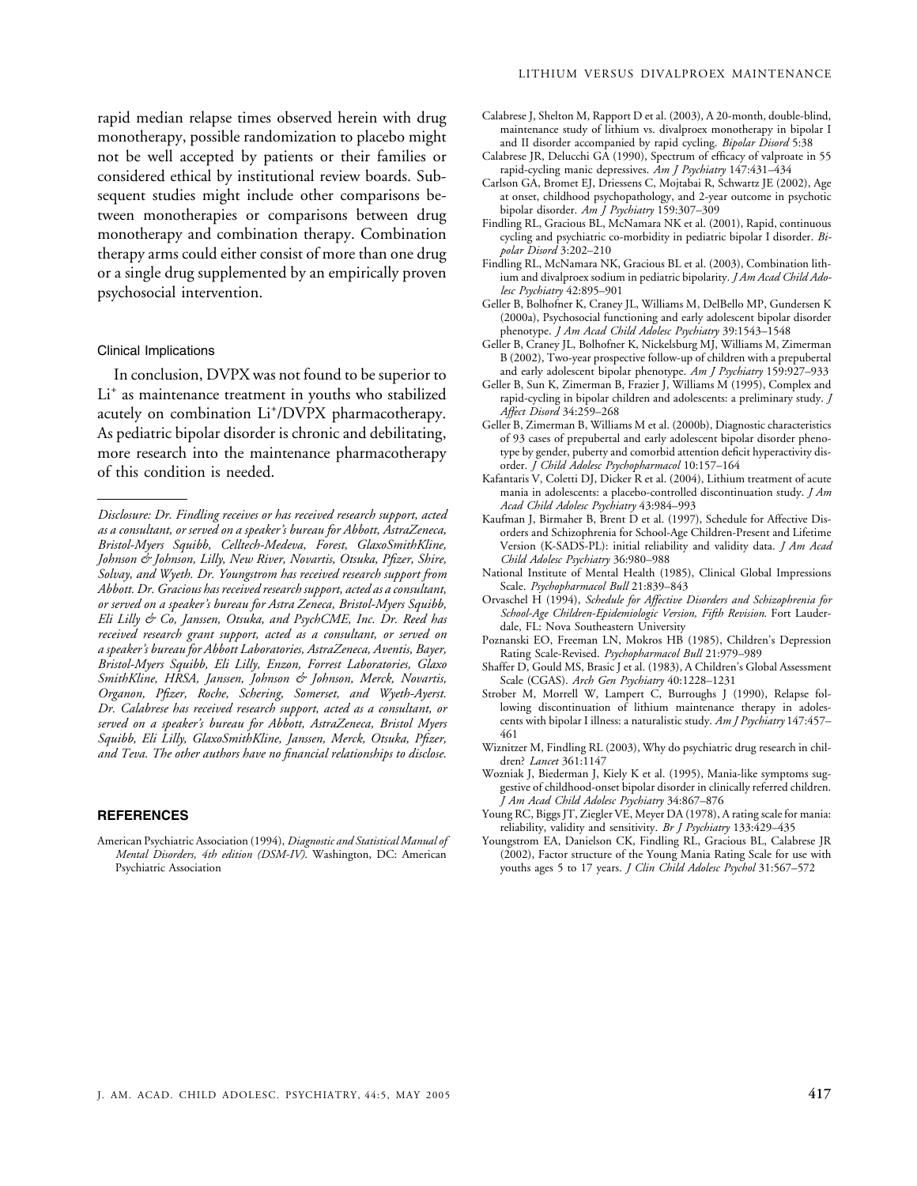rapid median relapse times observed herein with drug monotherapy, possible randomization to placebo might not be well accepted by patients or their families or considered ethical by institutional review boards. Subsequent studies might include other comparisons between monotherapies or comparisons between drug monotherapy and combination therapy. Combination therapy arms could either consist of more than one drug or a single drug supplemented by an empirically proven psychosocial intervention.

### Clinical Implications

In conclusion, DVPX was not found to be superior to $Li^+$ as maintenance treatment in youths who stabilized acutely on combination $Li^+$/DVPX pharmacotherapy. As pediatric bipolar disorder is chronic and debilitating, more research into the maintenance pharmacotherapy of this condition is needed.

*Disclosure: Dr. Findling receives or has received research support, acted as a consultant, or served on a speaker's bureau for Abbott, AstraZeneca, Bristol-Myers Squibb, Celltech-Medeva, Forest, GlaxoSmithKline, Johnson & Johnson, Lilly, New River, Novartis, Otsuka, Pfizer, Shire, Solvay, and Wyeth. Dr. Youngstrom has received research support from Abbott. Dr. Gracious has received research support, acted as a consultant, or served on a speaker's bureau for Astra Zeneca, Bristol-Myers Squibb, Eli Lilly & Co, Janssen, Otsuka, and PsychCME, Inc. Dr. Reed has received research grant support, acted as a consultant, or served on a speaker's bureau for Abbott Laboratories, AstraZeneca, Aventis, Bayer, Bristol-Myers Squibb, Eli Lilly, Enzon, Forrest Laboratories, Glaxo SmithKline, HRSA, Janssen, Johnson & Johnson, Merck, Novartis, Organon, Pfizer, Roche, Schering, Somerset, and Wyeth-Ayerst. Dr. Calabrese has received research support, acted as a consultant, or served on a speaker's bureau for Abbott, AstraZeneca, Bristol Myers Squibb, Eli Lilly, GlaxoSmithKline, Janssen, Merck, Otsuka, Pfizer, and Teva. The other authors have no financial relationships to disclose.*

## REFERENCES

American Psychiatric Association (1994), *Diagnostic and Statistical Manual of Mental Disorders, 4th edition (DSM-IV)*. Washington, DC: American Psychiatric Association

Calabrese J, Shelton M, Rapport D et al. (2003), A 20-month, double-blind, maintenance study of lithium vs. divalproex monotherapy in bipolar I and II disorder accompanied by rapid cycling. *Bipolar Disord* 5:38

Calabrese JR, Delucchi GA (1990), Spectrum of efficacy of valproate in 55 rapid-cycling manic depressives. *Am J Psychiatry* 147:431–434

Carlson GA, Bromet EJ, Driessens C, Mojtabai R, Schwartz JE (2002), Age at onset, childhood psychopathology, and 2-year outcome in psychotic bipolar disorder. *Am J Psychiatry* 159:307–309

Findling RL, Gracious BL, McNamara NK et al. (2001), Rapid, continuous cycling and psychiatric co-morbidity in pediatric bipolar I disorder. *Bipolar Disord* 3:202–210

Findling RL, McNamara NK, Gracious BL et al. (2003), Combination lithium and divalproex sodium in pediatric bipolarity. *J Am Acad Child Adolesc Psychiatry* 42:895–901

Geller B, Bolhofner K, Craney JL, Williams M, DelBello MP, Gundersen K (2000a), Psychosocial functioning and early adolescent bipolar disorder phenotype. *J Am Acad Child Adolesc Psychiatry* 39:1543–1548

Geller B, Craney JL, Bolhofner K, Nickelsburg MJ, Williams M, Zimerman B (2002), Two-year prospective follow-up of children with a prepubertal and early adolescent bipolar phenotype. *Am J Psychiatry* 159:927–933

Geller B, Sun K, Zimerman B, Frazier J, Williams M (1995), Complex and rapid-cycling in bipolar children and adolescents: a preliminary study. *J Affect Disord* 34:259–268

Geller B, Zimerman B, Williams M et al. (2000b), Diagnostic characteristics of 93 cases of prepubertal and early adolescent bipolar disorder phenotype by gender, puberty and comorbid attention deficit hyperactivity disorder. *J Child Adolesc Psychopharmacol* 10:157–164

Kafantaris V, Coletti DJ, Dicker R et al. (2004), Lithium treatment of acute mania in adolescents: a placebo-controlled discontinuation study. *J Am Acad Child Adolesc Psychiatry* 43:984–993

Kaufman J, Birmaher B, Brent D et al. (1997), Schedule for Affective Disorders and Schizophrenia for School-Age Children-Present and Lifetime Version (K-SADS-PL): initial reliability and validity data. *J Am Acad Child Adolesc Psychiatry* 36:980–988

National Institute of Mental Health (1985), Clinical Global Impressions Scale. *Psychopharmacol Bull* 21:839–843

Orvaschel H (1994), *Schedule for Affective Disorders and Schizophrenia for School-Age Children-Epidemiologic Version, Fifth Revision*. Fort Lauderdale, FL: Nova Southeastern University

Poznanski EO, Freeman LN, Mokros HB (1985), Children's Depression Rating Scale-Revised. *Psychopharmacol Bull* 21:979–989

Shaffer D, Gould MS, Brasic J et al. (1983), A Children's Global Assessment Scale (CGAS). *Arch Gen Psychiatry* 40:1228–1231

Strober M, Morrell W, Lampert C, Burroughs J (1990), Relapse following discontinuation of lithium maintenance therapy in adolescents with bipolar I illness: a naturalistic study. *Am J Psychiatry* 147:457–461

Wiznitzer M, Findling RL (2003), Why do psychiatric drug research in children? *Lancet* 361:1147

Wozniak J, Biederman J, Kiely K et al. (1995), Mania-like symptoms suggestive of childhood-onset bipolar disorder in clinically referred children. *J Am Acad Child Adolesc Psychiatry* 34:867–876

Young RC, Biggs JT, Ziegler VE, Meyer DA (1978), A rating scale for mania: reliability, validity and sensitivity. *Br J Psychiatry* 133:429–435

Youngstrom EA, Danielson CK, Findling RL, Gracious BL, Calabrese JR (2002), Factor structure of the Young Mania Rating Scale for use with youths ages 5 to 17 years. *J Clin Child Adolesc Psychol* 31:567–572